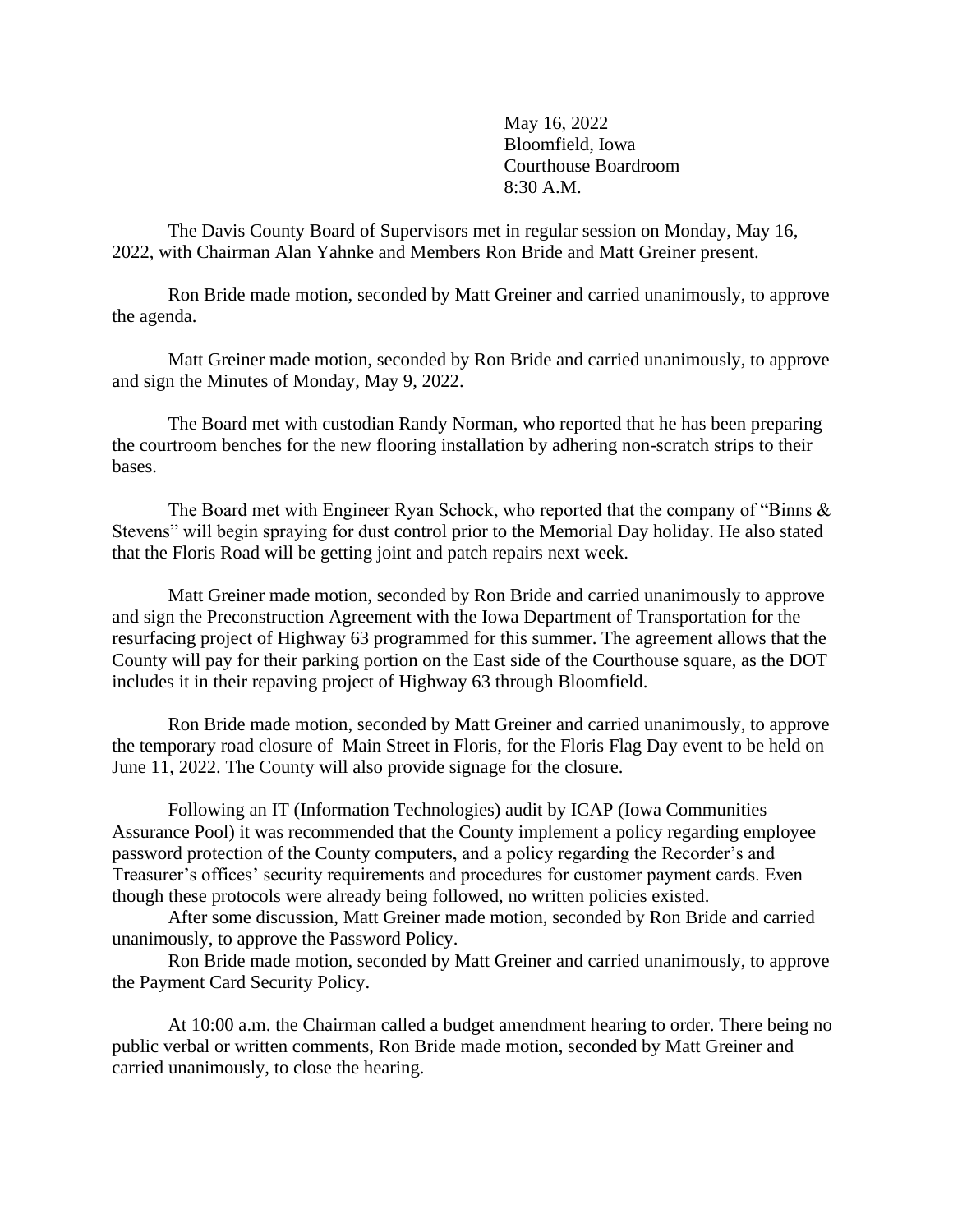May 16, 2022
Bloomfield, Iowa
Courthouse Boardroom
8:30 A.M.

The Davis County Board of Supervisors met in regular session on Monday, May 16, 2022, with Chairman Alan Yahnke and Members Ron Bride and Matt Greiner present.

Ron Bride made motion, seconded by Matt Greiner and carried unanimously, to approve the agenda.

Matt Greiner made motion, seconded by Ron Bride and carried unanimously, to approve and sign the Minutes of Monday, May 9, 2022.

The Board met with custodian Randy Norman, who reported that he has been preparing the courtroom benches for the new flooring installation by adhering non-scratch strips to their bases.

The Board met with Engineer Ryan Schock, who reported that the company of "Binns & Stevens" will begin spraying for dust control prior to the Memorial Day holiday. He also stated that the Floris Road will be getting joint and patch repairs next week.

Matt Greiner made motion, seconded by Ron Bride and carried unanimously to approve and sign the Preconstruction Agreement with the Iowa Department of Transportation for the resurfacing project of Highway 63 programmed for this summer. The agreement allows that the County will pay for their parking portion on the East side of the Courthouse square, as the DOT includes it in their repaving project of Highway 63 through Bloomfield.

Ron Bride made motion, seconded by Matt Greiner and carried unanimously, to approve the temporary road closure of Main Street in Floris, for the Floris Flag Day event to be held on June 11, 2022. The County will also provide signage for the closure.

Following an IT (Information Technologies) audit by ICAP (Iowa Communities Assurance Pool) it was recommended that the County implement a policy regarding employee password protection of the County computers, and a policy regarding the Recorder's and Treasurer's offices' security requirements and procedures for customer payment cards. Even though these protocols were already being followed, no written policies existed.

After some discussion, Matt Greiner made motion, seconded by Ron Bride and carried unanimously, to approve the Password Policy.

Ron Bride made motion, seconded by Matt Greiner and carried unanimously, to approve the Payment Card Security Policy.

At 10:00 a.m. the Chairman called a budget amendment hearing to order. There being no public verbal or written comments, Ron Bride made motion, seconded by Matt Greiner and carried unanimously, to close the hearing.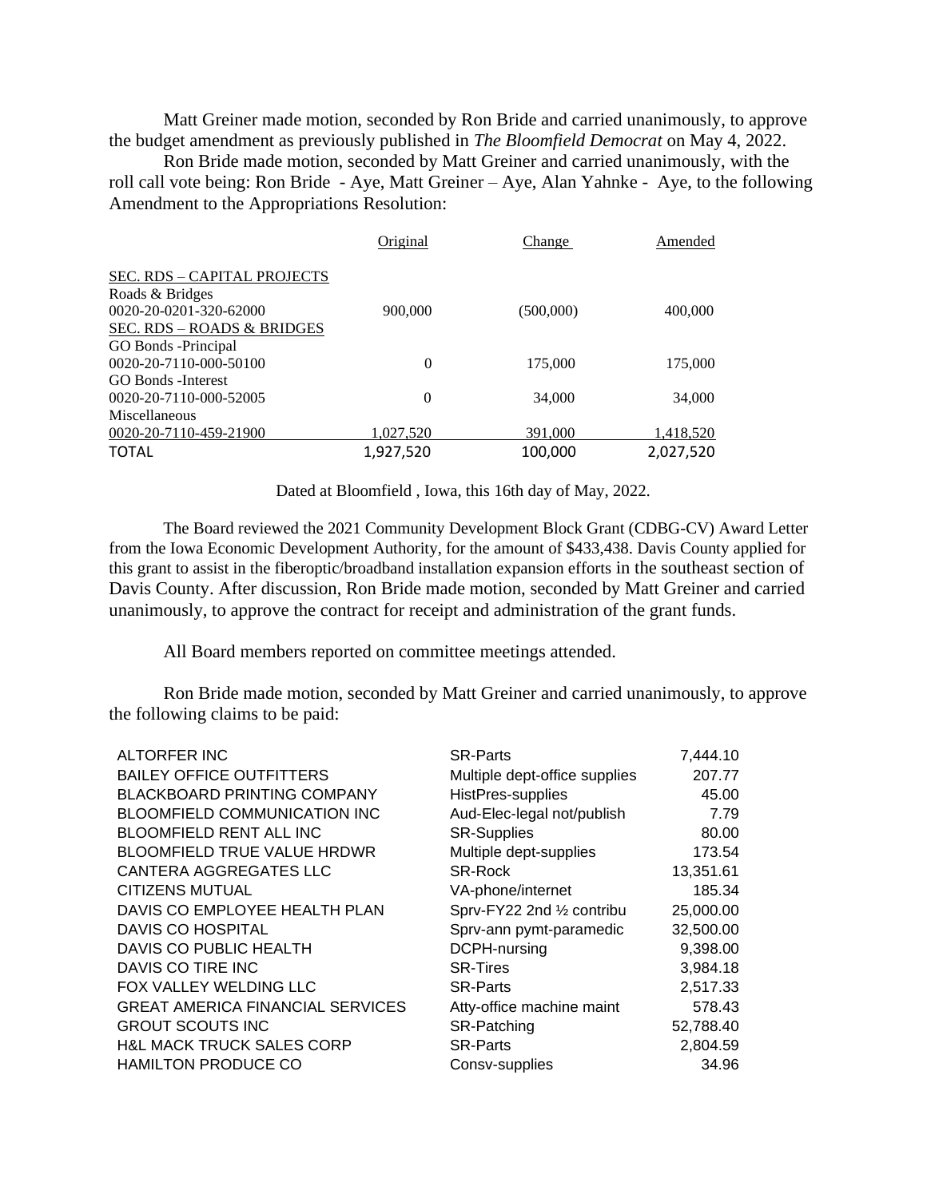Matt Greiner made motion, seconded by Ron Bride and carried unanimously, to approve the budget amendment as previously published in *The Bloomfield Democrat* on May 4, 2022.

Ron Bride made motion, seconded by Matt Greiner and carried unanimously, with the roll call vote being: Ron Bride - Aye, Matt Greiner – Aye, Alan Yahnke - Aye, to the following Amendment to the Appropriations Resolution:

| | Original | Change | Amended |
|---|---|---|---|
| SEC. RDS – CAPITAL PROJECTS | | | |
| Roads & Bridges | | | |
| 0020-20-0201-320-62000 | 900,000 | (500,000) | 400,000 |
| SEC. RDS – ROADS & BRIDGES | | | |
| GO Bonds -Principal | | | |
| 0020-20-7110-000-50100 | 0 | 175,000 | 175,000 |
| GO Bonds -Interest | | | |
| 0020-20-7110-000-52005 | 0 | 34,000 | 34,000 |
| Miscellaneous | | | |
| 0020-20-7110-459-21900 | 1,027,520 | 391,000 | 1,418,520 |
| TOTAL | 1,927,520 | 100,000 | 2,027,520 |

Dated at Bloomfield , Iowa, this 16th day of May, 2022.

The Board reviewed the 2021 Community Development Block Grant (CDBG-CV) Award Letter from the Iowa Economic Development Authority, for the amount of $433,438. Davis County applied for this grant to assist in the fiberoptic/broadband installation expansion efforts in the southeast section of Davis County. After discussion, Ron Bride made motion, seconded by Matt Greiner and carried unanimously, to approve the contract for receipt and administration of the grant funds.

All Board members reported on committee meetings attended.

Ron Bride made motion, seconded by Matt Greiner and carried unanimously, to approve the following claims to be paid:

| | | |
|---|---|---|
| ALTORFER INC | SR-Parts | 7,444.10 |
| BAILEY OFFICE OUTFITTERS | Multiple dept-office supplies | 207.77 |
| BLACKBOARD PRINTING COMPANY | HistPres-supplies | 45.00 |
| BLOOMFIELD COMMUNICATION INC | Aud-Elec-legal not/publish | 7.79 |
| BLOOMFIELD RENT ALL INC | SR-Supplies | 80.00 |
| BLOOMFIELD TRUE VALUE HRDWR | Multiple dept-supplies | 173.54 |
| CANTERA AGGREGATES LLC | SR-Rock | 13,351.61 |
| CITIZENS MUTUAL | VA-phone/internet | 185.34 |
| DAVIS CO EMPLOYEE HEALTH PLAN | Sprv-FY22 2nd ½ contribu | 25,000.00 |
| DAVIS CO HOSPITAL | Sprv-ann pymt-paramedic | 32,500.00 |
| DAVIS CO PUBLIC HEALTH | DCPH-nursing | 9,398.00 |
| DAVIS CO TIRE INC | SR-Tires | 3,984.18 |
| FOX VALLEY WELDING LLC | SR-Parts | 2,517.33 |
| GREAT AMERICA FINANCIAL SERVICES | Atty-office machine maint | 578.43 |
| GROUT SCOUTS INC | SR-Patching | 52,788.40 |
| H&L MACK TRUCK SALES CORP | SR-Parts | 2,804.59 |
| HAMILTON PRODUCE CO | Consv-supplies | 34.96 |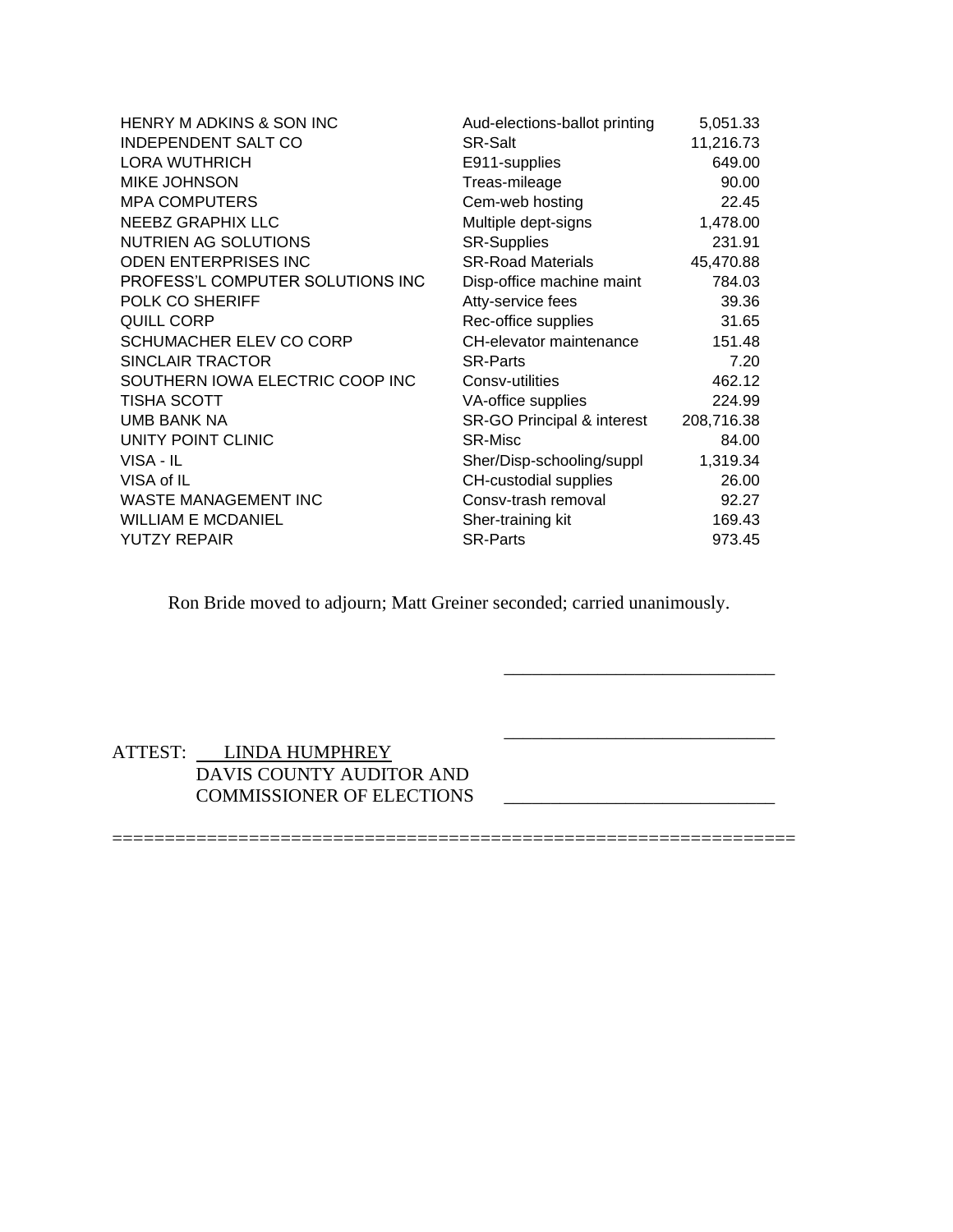| | | |
|---|---|---|
| HENRY M ADKINS & SON INC | Aud-elections-ballot printing | 5,051.33 |
| INDEPENDENT SALT CO | SR-Salt | 11,216.73 |
| LORA WUTHRICH | E911-supplies | 649.00 |
| MIKE JOHNSON | Treas-mileage | 90.00 |
| MPA COMPUTERS | Cem-web hosting | 22.45 |
| NEEBZ GRAPHIX LLC | Multiple dept-signs | 1,478.00 |
| NUTRIEN AG SOLUTIONS | SR-Supplies | 231.91 |
| ODEN ENTERPRISES INC | SR-Road Materials | 45,470.88 |
| PROFESS'L COMPUTER SOLUTIONS INC | Disp-office machine maint | 784.03 |
| POLK CO SHERIFF | Atty-service fees | 39.36 |
| QUILL CORP | Rec-office supplies | 31.65 |
| SCHUMACHER ELEV CO CORP | CH-elevator maintenance | 151.48 |
| SINCLAIR TRACTOR | SR-Parts | 7.20 |
| SOUTHERN IOWA ELECTRIC COOP INC | Consv-utilities | 462.12 |
| TISHA SCOTT | VA-office supplies | 224.99 |
| UMB BANK NA | SR-GO Principal & interest | 208,716.38 |
| UNITY POINT CLINIC | SR-Misc | 84.00 |
| VISA - IL | Sher/Disp-schooling/suppl | 1,319.34 |
| VISA of IL | CH-custodial supplies | 26.00 |
| WASTE MANAGEMENT INC | Consv-trash removal | 92.27 |
| WILLIAM E MCDANIEL | Sher-training kit | 169.43 |
| YUTZY REPAIR | SR-Parts | 973.45 |

Ron Bride moved to adjourn; Matt Greiner seconded; carried unanimously.

____________________________

____________________________

ATTEST: LINDA HUMPHREY
DAVIS COUNTY AUDITOR AND
COMMISSIONER OF ELECTIONS ____________________________

================================================================